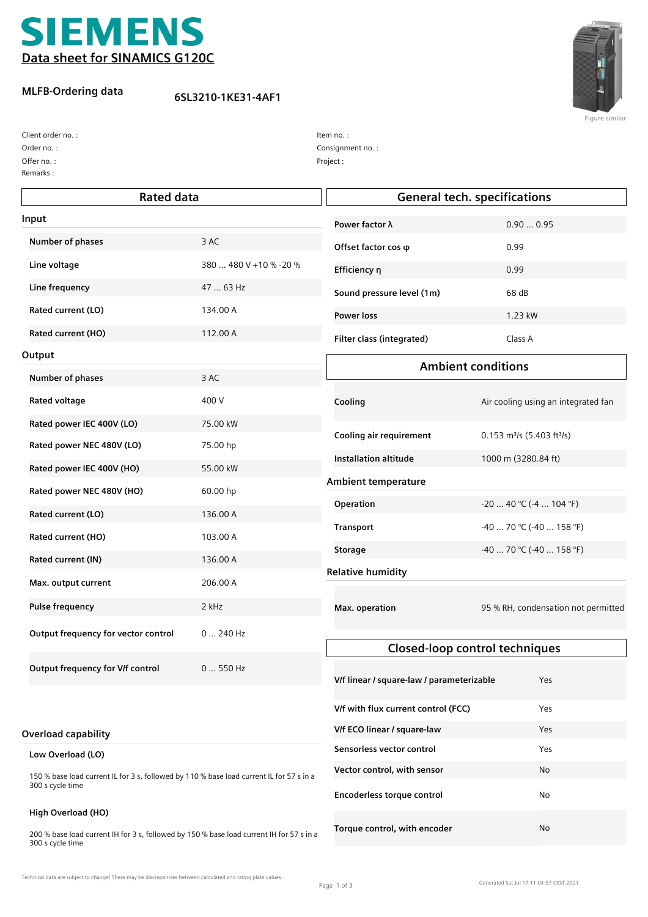# SIEMENS

## Data sheet for SINAMICS G120C

**MLFB-Ordering data** **6SL3210-1KE31-4AF1**

Figure similar

Client order no. :
Order no. :
Offer no. :
Remarks :

Item no. :
Consignment no. :
Project :

## Rated data

### Input

| | |
|---|---|
| **Number of phases** | 3 AC |
| **Line voltage** | 380 ... 480 V +10 % -20 % |
| **Line frequency** | 47 ... 63 Hz |
| **Rated current (LO)** | 134.00 A |
| **Rated current (HO)** | 112.00 A |

### Output

| | |
|---|---|
| **Number of phases** | 3 AC |
| **Rated voltage** | 400 V |
| **Rated power IEC 400V (LO)** | 75.00 kW |
| **Rated power NEC 480V (LO)** | 75.00 hp |
| **Rated power IEC 400V (HO)** | 55.00 kW |
| **Rated power NEC 480V (HO)** | 60.00 hp |
| **Rated current (LO)** | 136.00 A |
| **Rated current (HO)** | 103.00 A |
| **Rated current (IN)** | 136.00 A |
| **Max. output current** | 206.00 A |
| **Pulse frequency** | 2 kHz |
| **Output frequency for vector control** | 0 ... 240 Hz |
| **Output frequency for V/f control** | 0 ... 550 Hz |

### Overload capability

**Low Overload (LO)**

150 % base load current IL for 3 s, followed by 110 % base load current IL for 57 s in a 300 s cycle time

**High Overload (HO)**

200 % base load current IH for 3 s, followed by 150 % base load current IH for 57 s in a 300 s cycle time

## General tech. specifications

| | |
|---|---|
| **Power factor λ** | 0.90 ... 0.95 |
| **Offset factor cos φ** | 0.99 |
| **Efficiency η** | 0.99 |
| **Sound pressure level (1m)** | 68 dB |
| **Power loss** | 1.23 kW |
| **Filter class (integrated)** | Class A |

## Ambient conditions

| | |
|---|---|
| **Cooling** | Air cooling using an integrated fan |
| **Cooling air requirement** | 0.153 m³/s (5.403 ft³/s) |
| **Installation altitude** | 1000 m (3280.84 ft) |

### Ambient temperature

| | |
|---|---|
| **Operation** | -20 ... 40 °C (-4 ... 104 °F) |
| **Transport** | -40 ... 70 °C (-40 ... 158 °F) |
| **Storage** | -40 ... 70 °C (-40 ... 158 °F) |

### Relative humidity

| | |
|---|---|
| **Max. operation** | 95 % RH, condensation not permitted |

## Closed-loop control techniques

| | |
|---|---|
| **V/f linear / square-law / parameterizable** | Yes |
| **V/f with flux current control (FCC)** | Yes |
| **V/f ECO linear / square-law** | Yes |
| **Sensorless vector control** | Yes |
| **Vector control, with sensor** | No |
| **Encoderless torque control** | No |
| **Torque control, with encoder** | No |

Technical data are subject to change! There may be discrepancies between calculated and rating plate values.

Generated Sat Jul 17 11:04:57 CEST 2021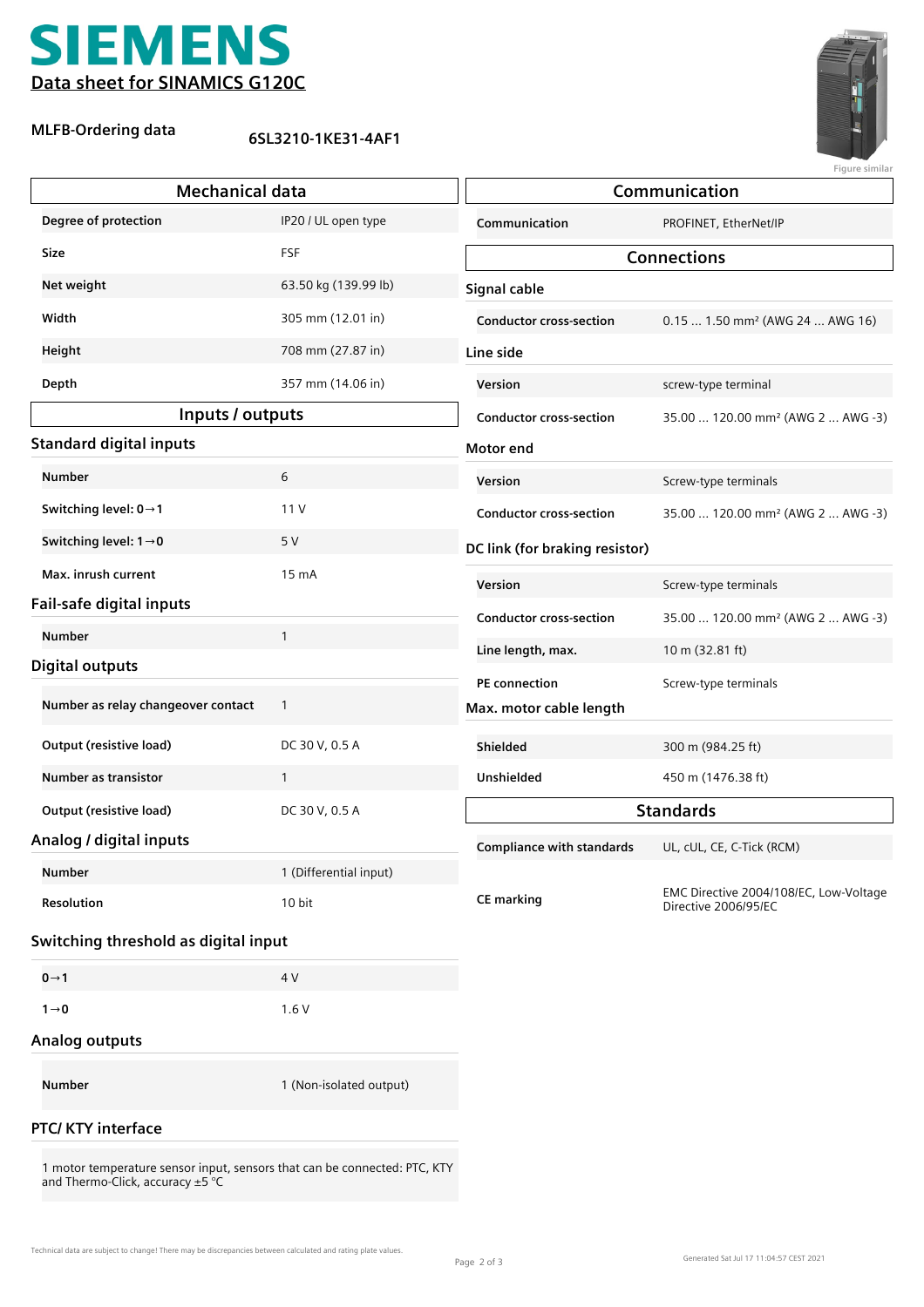# SIEMENS

## Data sheet for SINAMICS G120C

**MLFB-Ordering data** 6SL3210-1KE31-4AF1

Figure similar

## Mechanical data

| | |
|---|---|
| **Degree of protection** | IP20 / UL open type |
| **Size** | FSF |
| **Net weight** | 63.50 kg (139.99 lb) |
| **Width** | 305 mm (12.01 in) |
| **Height** | 708 mm (27.87 in) |
| **Depth** | 357 mm (14.06 in) |

## Inputs / outputs

### Standard digital inputs

| | |
|---|---|
| **Number** | 6 |
| **Switching level: 0→1** | 11 V |
| **Switching level: 1→0** | 5 V |
| **Max. inrush current** | 15 mA |

### Fail-safe digital inputs

| | |
|---|---|
| **Number** | 1 |

### Digital outputs

| | |
|---|---|
| **Number as relay changeover contact** | 1 |
| **Output (resistive load)** | DC 30 V, 0.5 A |
| **Number as transistor** | 1 |
| **Output (resistive load)** | DC 30 V, 0.5 A |

### Analog / digital inputs

| | |
|---|---|
| **Number** | 1 (Differential input) |
| **Resolution** | 10 bit |

### Switching threshold as digital input

| | |
|---|---|
| **0→1** | 4 V |
| **1→0** | 1.6 V |

### Analog outputs

| | |
|---|---|
| **Number** | 1 (Non-isolated output) |

### PTC/ KTY interface

1 motor temperature sensor input, sensors that can be connected: PTC, KTY and Thermo-Click, accuracy ±5 °C

## Communication

| | |
|---|---|
| **Communication** | PROFINET, EtherNet/IP |

## Connections

### Signal cable

| | |
|---|---|
| **Conductor cross-section** | 0.15 ... 1.50 mm² (AWG 24 ... AWG 16) |

### Line side

| | |
|---|---|
| **Version** | screw-type terminal |
| **Conductor cross-section** | 35.00 ... 120.00 mm² (AWG 2 ... AWG -3) |

### Motor end

| | |
|---|---|
| **Version** | Screw-type terminals |
| **Conductor cross-section** | 35.00 ... 120.00 mm² (AWG 2 ... AWG -3) |

### DC link (for braking resistor)

| | |
|---|---|
| **Version** | Screw-type terminals |
| **Conductor cross-section** | 35.00 ... 120.00 mm² (AWG 2 ... AWG -3) |
| **Line length, max.** | 10 m (32.81 ft) |
| **PE connection** | Screw-type terminals |

### Max. motor cable length

| | |
|---|---|
| **Shielded** | 300 m (984.25 ft) |
| **Unshielded** | 450 m (1476.38 ft) |

## Standards

| | |
|---|---|
| **Compliance with standards** | UL, cUL, CE, C-Tick (RCM) |
| **CE marking** | EMC Directive 2004/108/EC, Low-Voltage Directive 2006/95/EC |

Technical data are subject to change! There may be discrepancies between calculated and rating plate values.

Generated Sat Jul 17 11:04:57 CEST 2021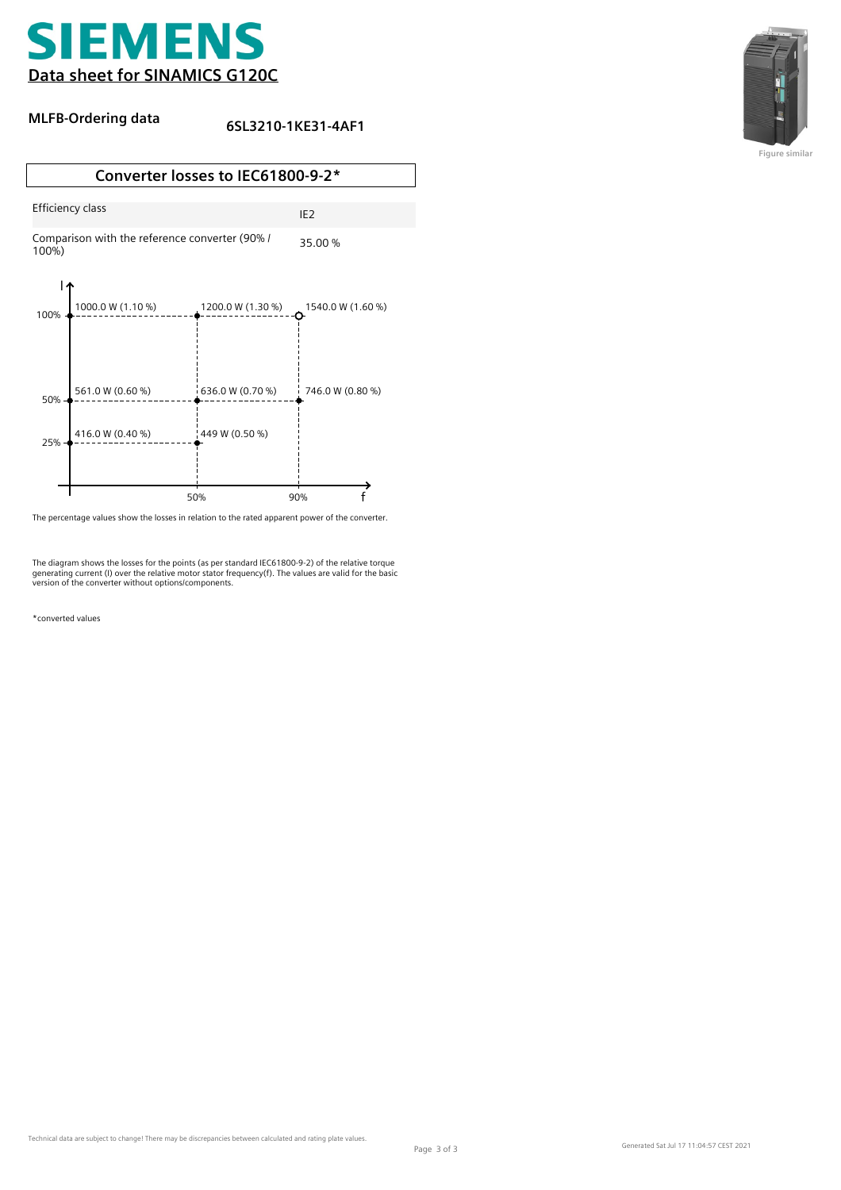# SIEMENS

## Data sheet for SINAMICS G120C

**MLFB-Ordering data** 6SL3210-1KE31-4AF1

Figure similar

### Converter losses to IEC61800-9-2*

| | |
|---|---|
| Efficiency class | IE2 |
| Comparison with the reference converter (90% / 100%) | 35.00 % |

I

100%

50%

25%

1000.0 W (1.10 %)

1200.0 W (1.30 %)

1540.0 W (1.60 %)

561.0 W (0.60 %)

636.0 W (0.70 %)

746.0 W (0.80 %)

416.0 W (0.40 %)

449 W (0.50 %)

50%

90%

f

The percentage values show the losses in relation to the rated apparent power of the converter.

The diagram shows the losses for the points (as per standard IEC61800-9-2) of the relative torque generating current (I) over the relative motor stator frequency(f). The values are valid for the basic version of the converter without options/components.

*converted values

Technical data are subject to change! There may be discrepancies between calculated and rating plate values.

Generated Sat Jul 17 11:04:57 CEST 2021